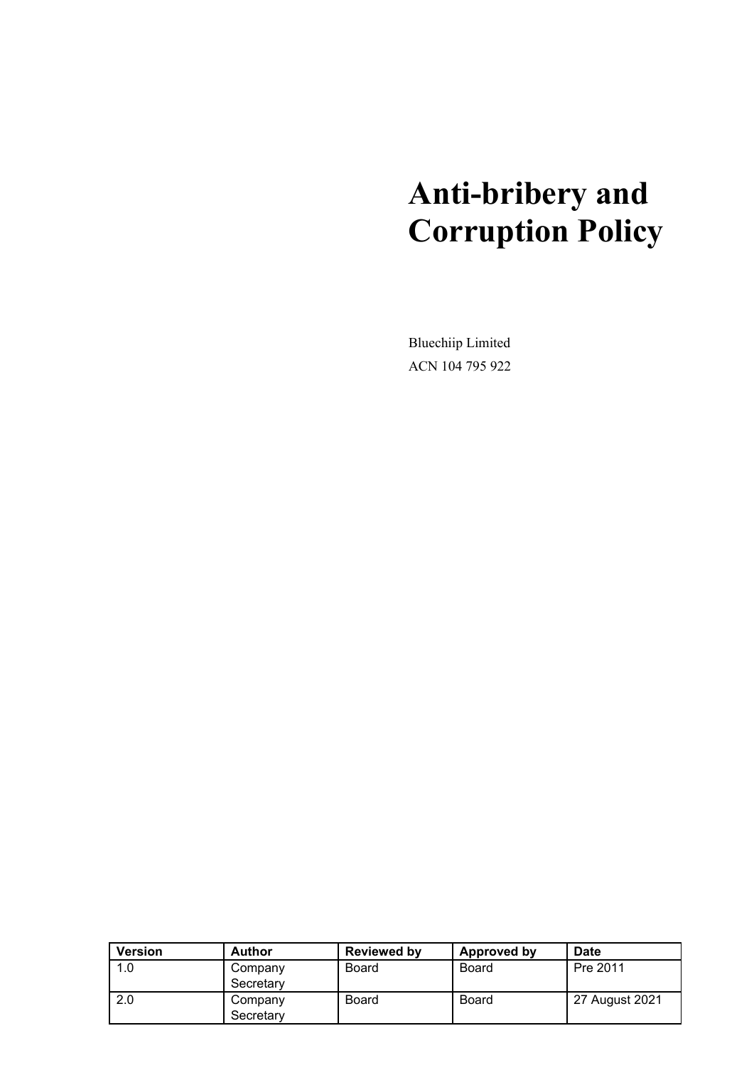# Anti-bribery and Corruption Policy

Bluechiip Limited

ACN 104 795 922

| Version | Author | Reviewed by | Approved by | Date |
|---|---|---|---|---|
| 1.0 | Company Secretary | Board | Board | Pre 2011 |
| 2.0 | Company Secretary | Board | Board | 27 August 2021 |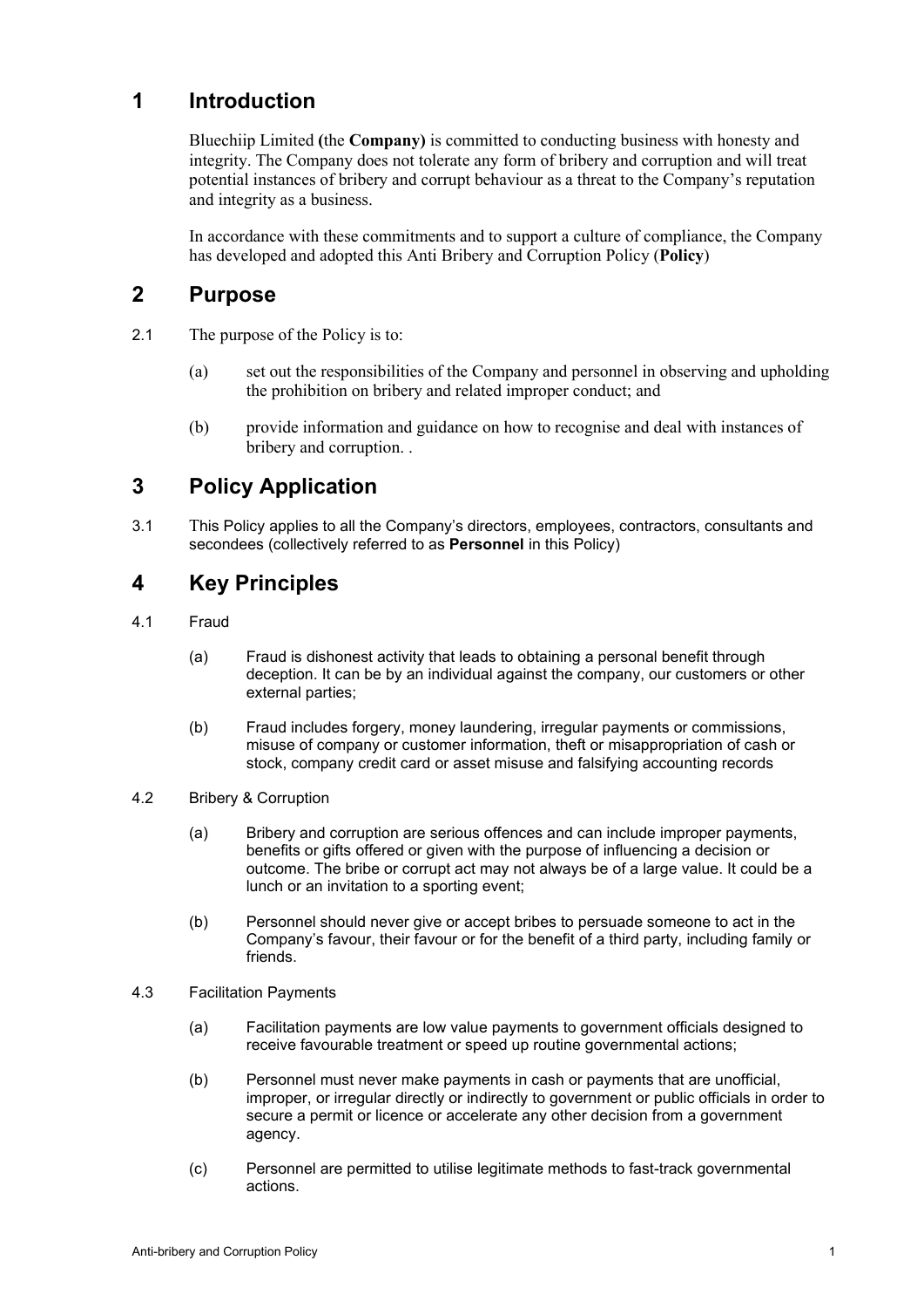# 1 Introduction

Bluechiip Limited **(**the **Company)** is committed to conducting business with honesty and integrity. The Company does not tolerate any form of bribery and corruption and will treat potential instances of bribery and corrupt behaviour as a threat to the Company's reputation and integrity as a business.

In accordance with these commitments and to support a culture of compliance, the Company has developed and adopted this Anti Bribery and Corruption Policy (**Policy**)

# 2 Purpose

2.1 The purpose of the Policy is to:

(a) set out the responsibilities of the Company and personnel in observing and upholding the prohibition on bribery and related improper conduct; and

(b) provide information and guidance on how to recognise and deal with instances of bribery and corruption. .

# 3 Policy Application

3.1 This Policy applies to all the Company's directors, employees, contractors, consultants and secondees (collectively referred to as **Personnel** in this Policy)

# 4 Key Principles

4.1 Fraud

(a) Fraud is dishonest activity that leads to obtaining a personal benefit through deception. It can be by an individual against the company, our customers or other external parties;

(b) Fraud includes forgery, money laundering, irregular payments or commissions, misuse of company or customer information, theft or misappropriation of cash or stock, company credit card or asset misuse and falsifying accounting records

4.2 Bribery & Corruption

(a) Bribery and corruption are serious offences and can include improper payments, benefits or gifts offered or given with the purpose of influencing a decision or outcome. The bribe or corrupt act may not always be of a large value. It could be a lunch or an invitation to a sporting event;

(b) Personnel should never give or accept bribes to persuade someone to act in the Company's favour, their favour or for the benefit of a third party, including family or friends.

4.3 Facilitation Payments

(a) Facilitation payments are low value payments to government officials designed to receive favourable treatment or speed up routine governmental actions;

(b) Personnel must never make payments in cash or payments that are unofficial, improper, or irregular directly or indirectly to government or public officials in order to secure a permit or licence or accelerate any other decision from a government agency.

(c) Personnel are permitted to utilise legitimate methods to fast-track governmental actions.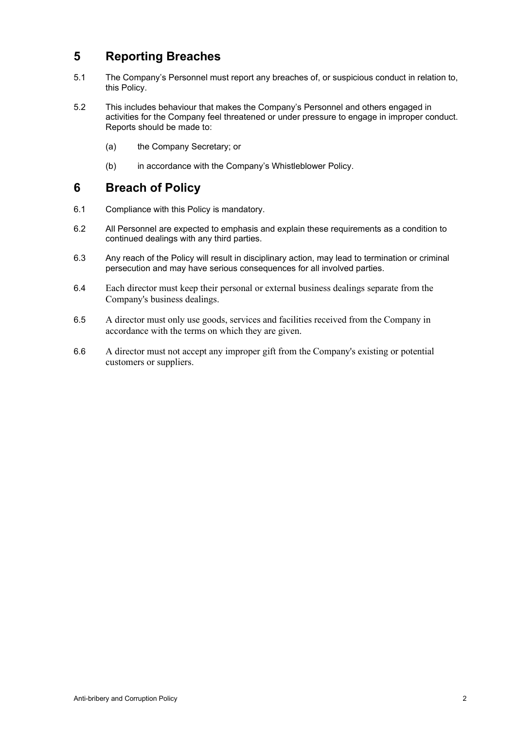## 5 Reporting Breaches

5.1 The Company's Personnel must report any breaches of, or suspicious conduct in relation to, this Policy.

5.2 This includes behaviour that makes the Company's Personnel and others engaged in activities for the Company feel threatened or under pressure to engage in improper conduct. Reports should be made to:

(a) the Company Secretary; or

(b) in accordance with the Company's Whistleblower Policy.

## 6 Breach of Policy

6.1 Compliance with this Policy is mandatory.

6.2 All Personnel are expected to emphasis and explain these requirements as a condition to continued dealings with any third parties.

6.3 Any reach of the Policy will result in disciplinary action, may lead to termination or criminal persecution and may have serious consequences for all involved parties.

6.4 Each director must keep their personal or external business dealings separate from the Company's business dealings.

6.5 A director must only use goods, services and facilities received from the Company in accordance with the terms on which they are given.

6.6 A director must not accept any improper gift from the Company's existing or potential customers or suppliers.